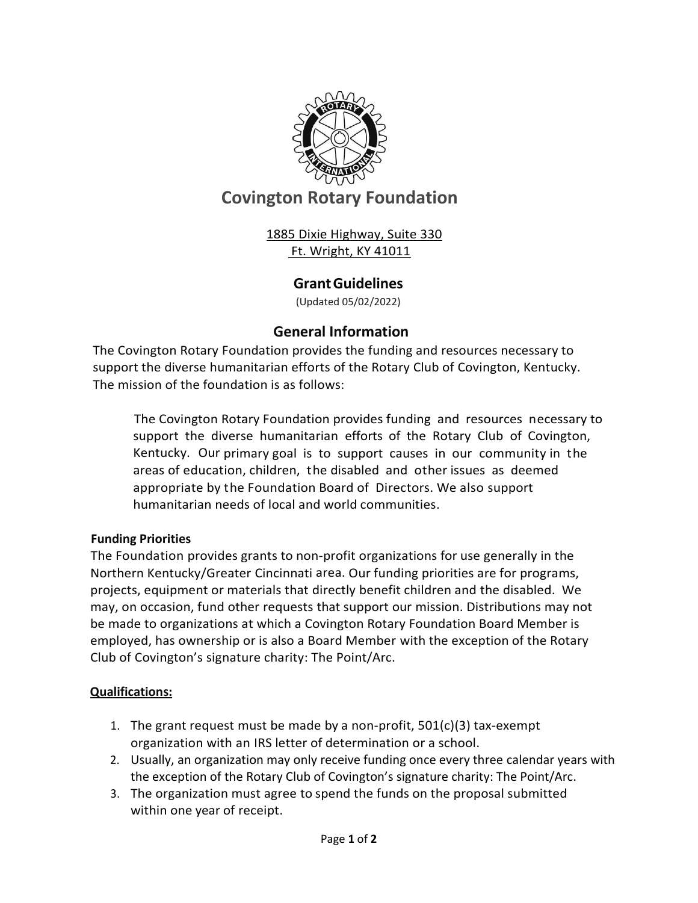# Covington Rotary Foundation

1885 Dixie Highway, Suite 330
Ft. Wright, KY 41011

## Grant Guidelines

(Updated 05/02/2022)

## General Information

The Covington Rotary Foundation provides the funding and resources necessary to support the diverse humanitarian efforts of the Rotary Club of Covington, Kentucky. The mission of the foundation is as follows:

> The Covington Rotary Foundation provides funding and resources necessary to support the diverse humanitarian efforts of the Rotary Club of Covington, Kentucky. Our primary goal is to support causes in our community in the areas of education, children, the disabled and other issues as deemed appropriate by the Foundation Board of Directors. We also support humanitarian needs of local and world communities.

### Funding Priorities

The Foundation provides grants to non-profit organizations for use generally in the Northern Kentucky/Greater Cincinnati area. Our funding priorities are for programs, projects, equipment or materials that directly benefit children and the disabled. We may, on occasion, fund other requests that support our mission. Distributions may not be made to organizations at which a Covington Rotary Foundation Board Member is employed, has ownership or is also a Board Member with the exception of the Rotary Club of Covington's signature charity: The Point/Arc.

### Qualifications:

1. The grant request must be made by a non-profit, 501(c)(3) tax-exempt organization with an IRS letter of determination or a school.
2. Usually, an organization may only receive funding once every three calendar years with the exception of the Rotary Club of Covington's signature charity: The Point/Arc.
3. The organization must agree to spend the funds on the proposal submitted within one year of receipt.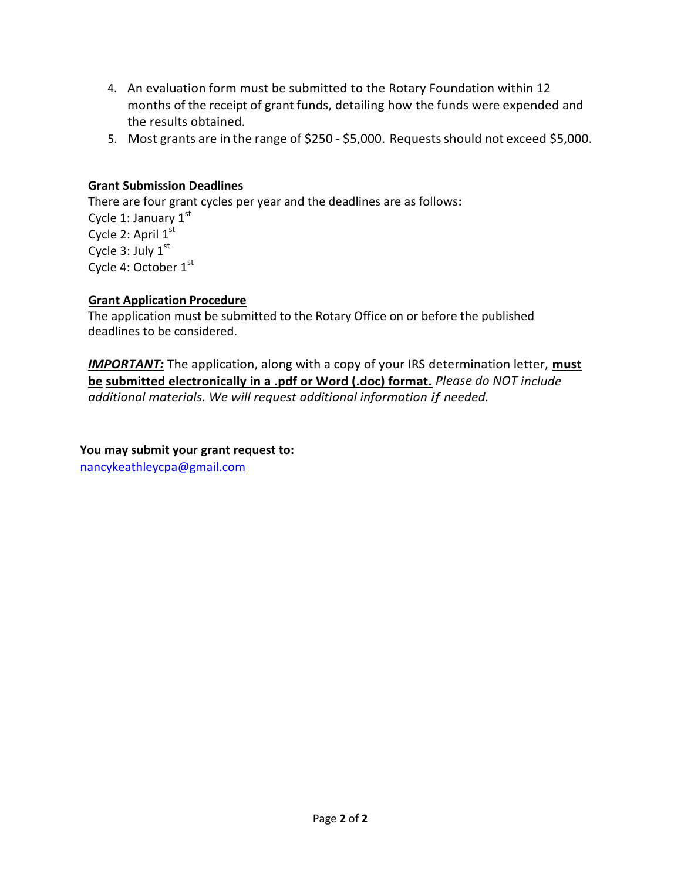4. An evaluation form must be submitted to the Rotary Foundation within 12 months of the receipt of grant funds, detailing how the funds were expended and the results obtained.
5. Most grants are in the range of $250 - $5,000. Requests should not exceed $5,000.

**Grant Submission Deadlines**

There are four grant cycles per year and the deadlines are as follows**:**

Cycle 1: January 1st

Cycle 2: April 1st

Cycle 3: July 1st

Cycle 4: October 1st

**Grant Application Procedure**

The application must be submitted to the Rotary Office on or before the published deadlines to be considered.

***IMPORTANT:*** The application, along with a copy of your IRS determination letter, **must be submitted electronically in a .pdf or Word (.doc) format.** *Please do NOT include additional materials. We will request additional information if needed.*

**You may submit your grant request to:**

nancykeathleycpa@gmail.com